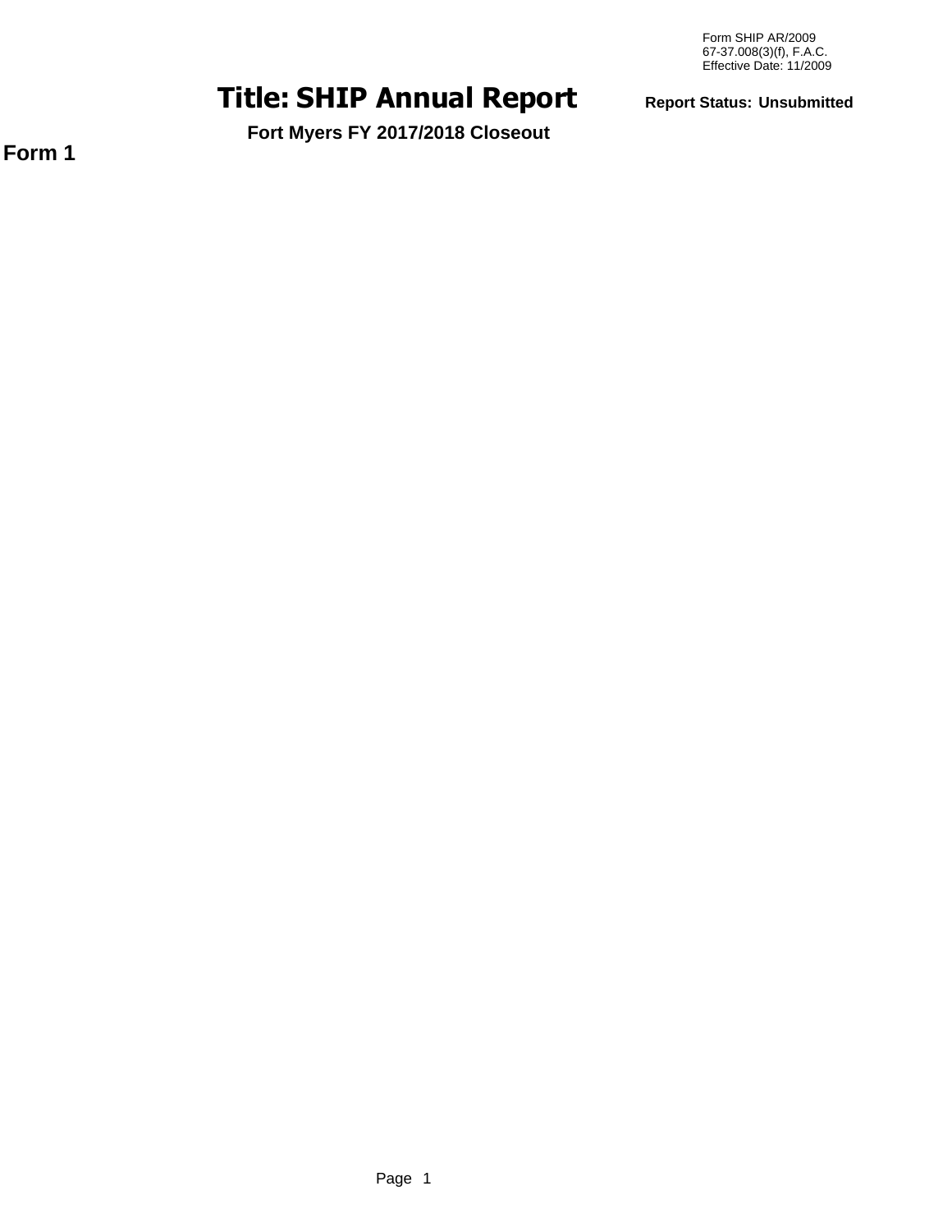Form SHIP AR/2009
67-37.008(3)(f), F.A.C.
Effective Date: 11/2009

# Title: SHIP Annual Report

**Report Status: Unsubmitted**

**Fort Myers FY 2017/2018 Closeout**

## Form 1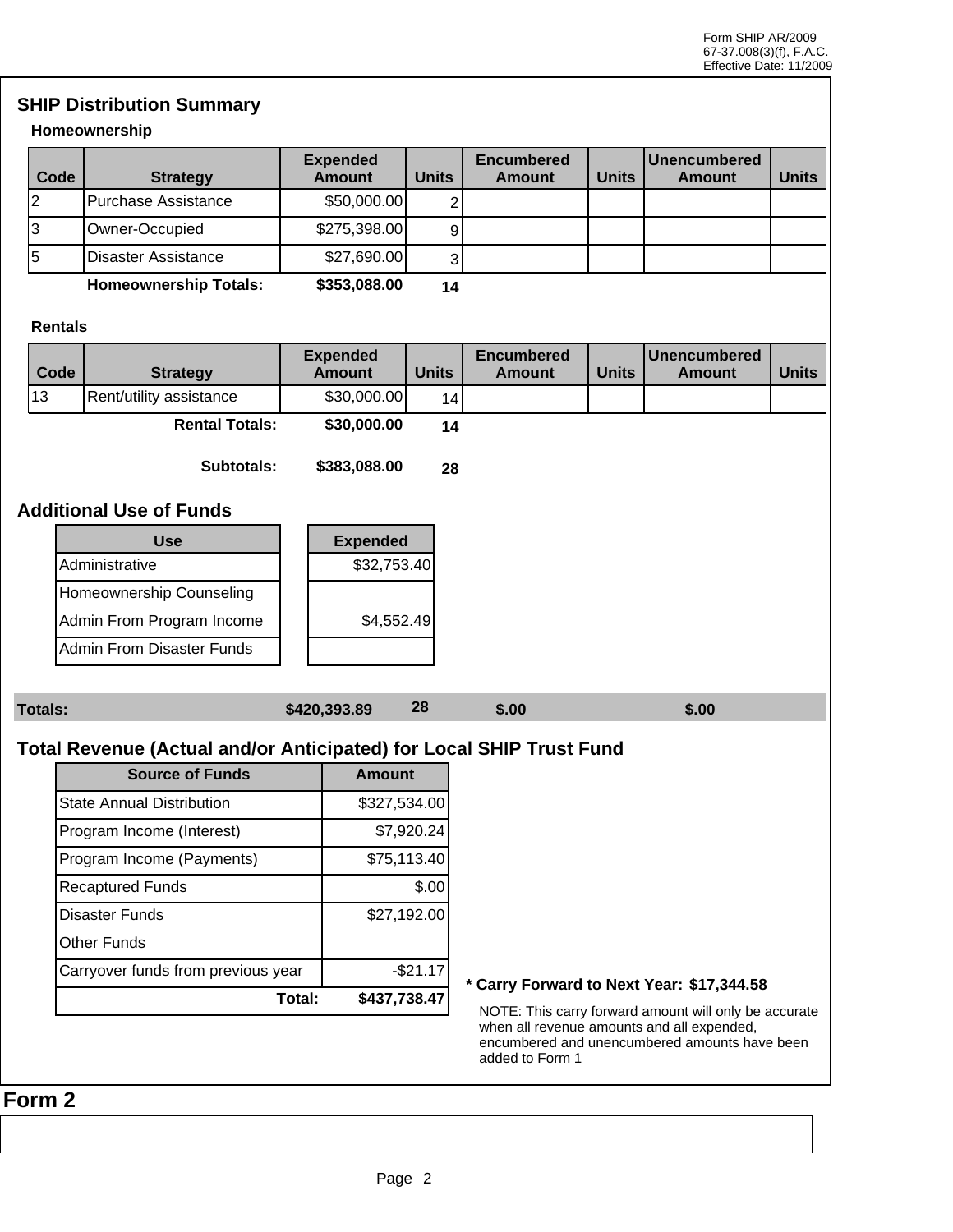## SHIP Distribution Summary

### Homeownership

| Code | Strategy | Expended Amount | Units | Encumbered Amount | Units | Unencumbered Amount | Units |
|---|---|---|---|---|---|---|---|
| 2 | Purchase Assistance | $50,000.00 | 2 | | | | |
| 3 | Owner-Occupied | $275,398.00 | 9 | | | | |
| 5 | Disaster Assistance | $27,690.00 | 3 | | | | |
| | **Homeownership Totals:** | **$353,088.00** | **14** | | | | |

### Rentals

| Code | Strategy | Expended Amount | Units | Encumbered Amount | Units | Unencumbered Amount | Units |
|---|---|---|---|---|---|---|---|
| 13 | Rent/utility assistance | $30,000.00 | 14 | | | | |
| | **Rental Totals:** | **$30,000.00** | **14** | | | | |
| | **Subtotals:** | **$383,088.00** | **28** | | | | |

## Additional Use of Funds

| Use | Expended |
|---|---|
| Administrative | $32,753.40 |
| Homeownership Counseling | |
| Admin From Program Income | $4,552.49 |
| Admin From Disaster Funds | |

| | Expended | Units | Encumbered | Unencumbered |
|---|---|---|---|---|
| **Totals:** | **$420,393.89** | **28** | **$.00** | **$.00** |

## Total Revenue (Actual and/or Anticipated) for Local SHIP Trust Fund

| Source of Funds | Amount |
|---|---|
| State Annual Distribution | $327,534.00 |
| Program Income (Interest) | $7,920.24 |
| Program Income (Payments) | $75,113.40 |
| Recaptured Funds | $.00 |
| Disaster Funds | $27,192.00 |
| Other Funds | |
| Carryover funds from previous year | -$21.17 |
| **Total:** | **$437,738.47** |

**\* Carry Forward to Next Year: $17,344.58**

NOTE: This carry forward amount will only be accurate when all revenue amounts and all expended, encumbered and unencumbered amounts have been added to Form 1

# Form 2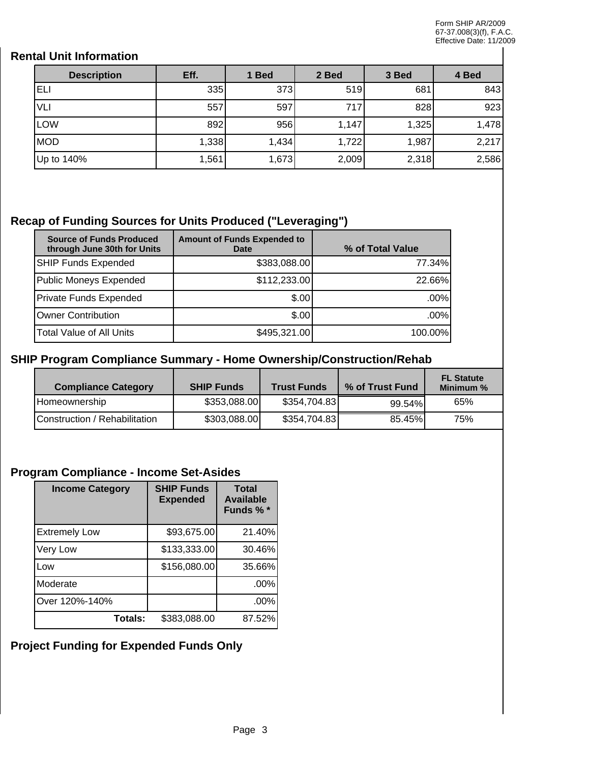Form SHIP AR/2009
67-37.008(3)(f), F.A.C.
Effective Date: 11/2009

## Rental Unit Information

| Description | Eff. | 1 Bed | 2 Bed | 3 Bed | 4 Bed |
|---|---|---|---|---|---|
| ELI | 335 | 373 | 519 | 681 | 843 |
| VLI | 557 | 597 | 717 | 828 | 923 |
| LOW | 892 | 956 | 1,147 | 1,325 | 1,478 |
| MOD | 1,338 | 1,434 | 1,722 | 1,987 | 2,217 |
| Up to 140% | 1,561 | 1,673 | 2,009 | 2,318 | 2,586 |

## Recap of Funding Sources for Units Produced ("Leveraging")

| Source of Funds Produced through June 30th for Units | Amount of Funds Expended to Date | % of Total Value |
|---|---|---|
| SHIP Funds Expended | $383,088.00 | 77.34% |
| Public Moneys Expended | $112,233.00 | 22.66% |
| Private Funds Expended | $.00 | .00% |
| Owner Contribution | $.00 | .00% |
| Total Value of All Units | $495,321.00 | 100.00% |

## SHIP Program Compliance Summary - Home Ownership/Construction/Rehab

| Compliance Category | SHIP Funds | Trust Funds | % of Trust Fund | FL Statute Minimum % |
|---|---|---|---|---|
| Homeownership | $353,088.00 | $354,704.83 | 99.54% | 65% |
| Construction / Rehabilitation | $303,088.00 | $354,704.83 | 85.45% | 75% |

## Program Compliance - Income Set-Asides

| Income Category | SHIP Funds Expended | Total Available Funds % * |
|---|---|---|
| Extremely Low | $93,675.00 | 21.40% |
| Very Low | $133,333.00 | 30.46% |
| Low | $156,080.00 | 35.66% |
| Moderate | | .00% |
| Over 120%-140% | | .00% |
| Totals: | $383,088.00 | 87.52% |

## Project Funding for Expended Funds Only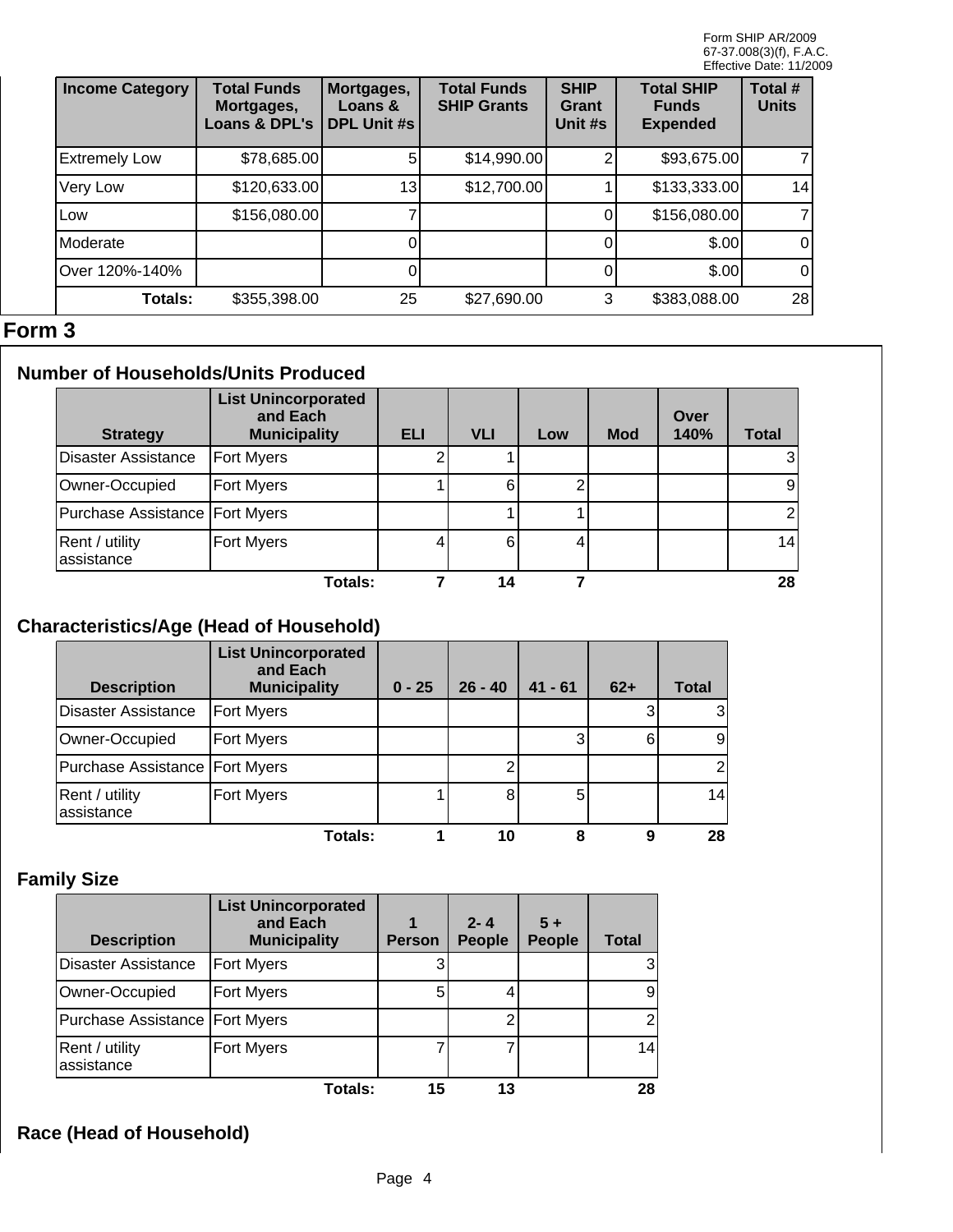| Income Category | Total Funds Mortgages, Loans & DPL's | Mortgages, Loans & DPL Unit #s | Total Funds SHIP Grants | SHIP Grant Unit #s | Total SHIP Funds Expended | Total # Units |
|---|---|---|---|---|---|---|
| Extremely Low | $78,685.00 | 5 | $14,990.00 | 2 | $93,675.00 | 7 |
| Very Low | $120,633.00 | 13 | $12,700.00 | 1 | $133,333.00 | 14 |
| Low | $156,080.00 | 7 | | 0 | $156,080.00 | 7 |
| Moderate | | 0 | | 0 | $.00 | 0 |
| Over 120%-140% | | 0 | | 0 | $.00 | 0 |
| **Totals:** | $355,398.00 | 25 | $27,690.00 | 3 | $383,088.00 | 28 |

# Form 3

## Number of Households/Units Produced

| Strategy | List Unincorporated and Each Municipality | ELI | VLI | Low | Mod | Over 140% | Total |
|---|---|---|---|---|---|---|---|
| Disaster Assistance | Fort Myers | 2 | 1 | | | | 3 |
| Owner-Occupied | Fort Myers | 1 | 6 | 2 | | | 9 |
| Purchase Assistance | Fort Myers | | 1 | 1 | | | 2 |
| Rent / utility assistance | Fort Myers | 4 | 6 | 4 | | | 14 |
| | **Totals:** | **7** | **14** | **7** | | | **28** |

## Characteristics/Age (Head of Household)

| Description | List Unincorporated and Each Municipality | 0 - 25 | 26 - 40 | 41 - 61 | 62+ | Total |
|---|---|---|---|---|---|---|
| Disaster Assistance | Fort Myers | | | | 3 | 3 |
| Owner-Occupied | Fort Myers | | | 3 | 6 | 9 |
| Purchase Assistance | Fort Myers | | 2 | | | 2 |
| Rent / utility assistance | Fort Myers | 1 | 8 | 5 | | 14 |
| | **Totals:** | **1** | **10** | **8** | **9** | **28** |

## Family Size

| Description | List Unincorporated and Each Municipality | 1 Person | 2- 4 People | 5 + People | Total |
|---|---|---|---|---|---|
| Disaster Assistance | Fort Myers | 3 | | | 3 |
| Owner-Occupied | Fort Myers | 5 | 4 | | 9 |
| Purchase Assistance | Fort Myers | | 2 | | 2 |
| Rent / utility assistance | Fort Myers | 7 | 7 | | 14 |
| | **Totals:** | **15** | **13** | | **28** |

## Race (Head of Household)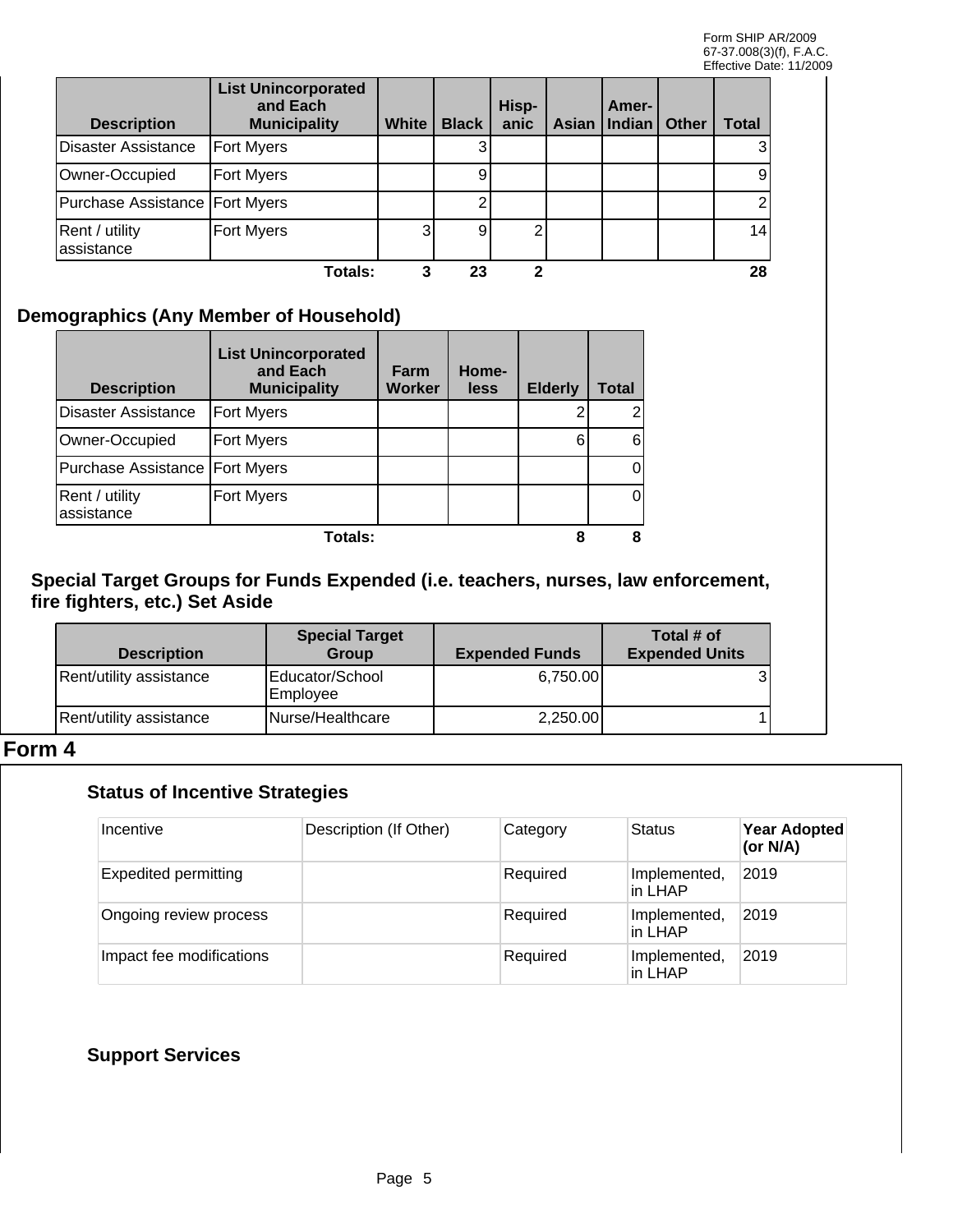| Description | List Unincorporated and Each Municipality | White | Black | Hisp-anic | Asian | Amer-Indian | Other | Total |
|---|---|---|---|---|---|---|---|---|
| Disaster Assistance | Fort Myers | | 3 | | | | | 3 |
| Owner-Occupied | Fort Myers | | 9 | | | | | 9 |
| Purchase Assistance | Fort Myers | | 2 | | | | | 2 |
| Rent / utility assistance | Fort Myers | 3 | 9 | 2 | | | | 14 |
| | **Totals:** | **3** | **23** | **2** | | | | **28** |

## Demographics (Any Member of Household)

| Description | List Unincorporated and Each Municipality | Farm Worker | Home-less | Elderly | Total |
|---|---|---|---|---|---|
| Disaster Assistance | Fort Myers | | | 2 | 2 |
| Owner-Occupied | Fort Myers | | | 6 | 6 |
| Purchase Assistance | Fort Myers | | | | 0 |
| Rent / utility assistance | Fort Myers | | | | 0 |
| | **Totals:** | | | **8** | **8** |

## Special Target Groups for Funds Expended (i.e. teachers, nurses, law enforcement, fire fighters, etc.) Set Aside

| Description | Special Target Group | Expended Funds | Total # of Expended Units |
|---|---|---|---|
| Rent/utility assistance | Educator/School Employee | 6,750.00 | 3 |
| Rent/utility assistance | Nurse/Healthcare | 2,250.00 | 1 |

# Form 4

## Status of Incentive Strategies

| Incentive | Description (If Other) | Category | Status | Year Adopted (or N/A) |
|---|---|---|---|---|
| Expedited permitting | | Required | Implemented, in LHAP | 2019 |
| Ongoing review process | | Required | Implemented, in LHAP | 2019 |
| Impact fee modifications | | Required | Implemented, in LHAP | 2019 |

## Support Services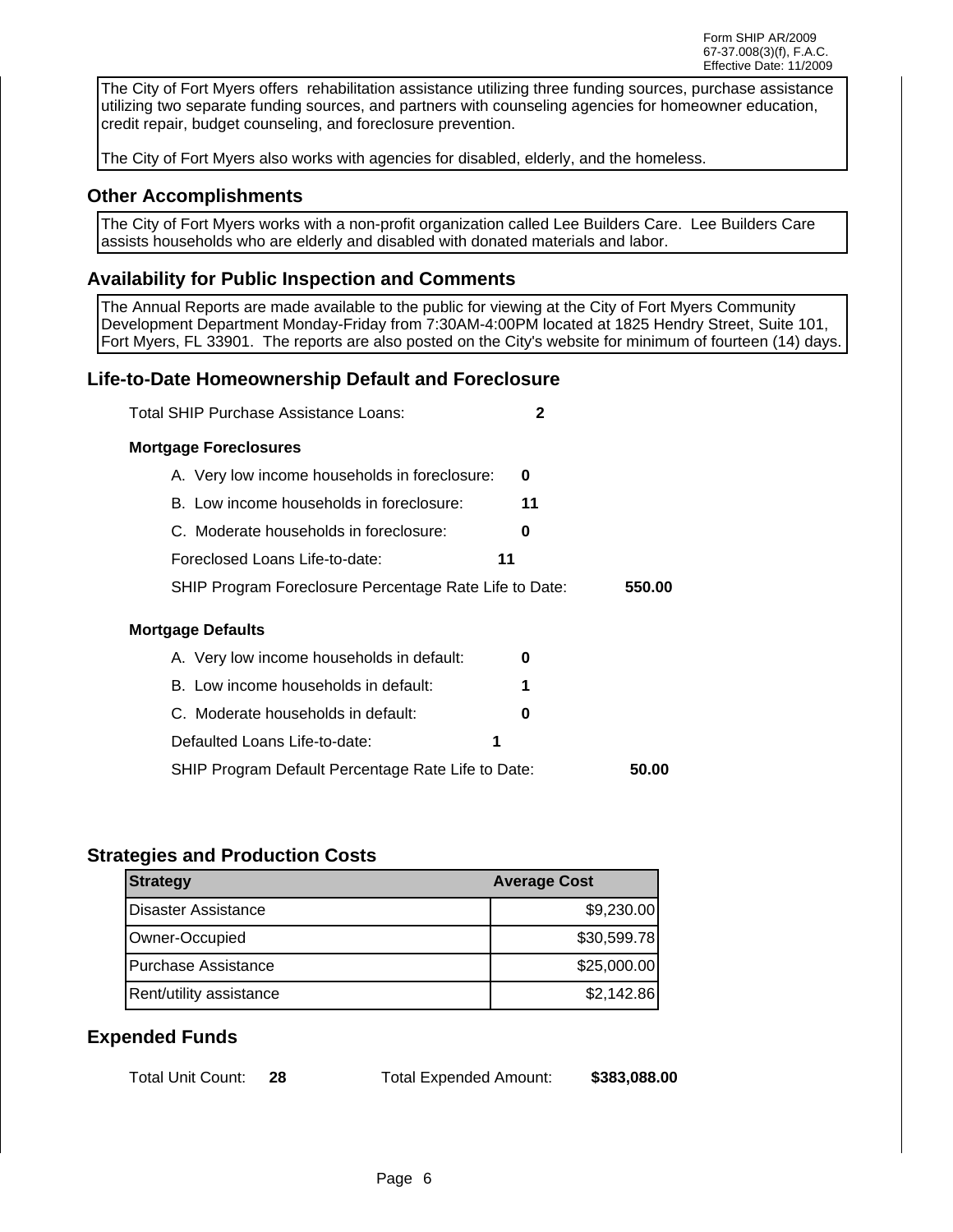The City of Fort Myers offers rehabilitation assistance utilizing three funding sources, purchase assistance utilizing two separate funding sources, and partners with counseling agencies for homeowner education, credit repair, budget counseling, and foreclosure prevention.

The City of Fort Myers also works with agencies for disabled, elderly, and the homeless.

## Other Accomplishments

The City of Fort Myers works with a non-profit organization called Lee Builders Care. Lee Builders Care assists households who are elderly and disabled with donated materials and labor.

## Availability for Public Inspection and Comments

The Annual Reports are made available to the public for viewing at the City of Fort Myers Community Development Department Monday-Friday from 7:30AM-4:00PM located at 1825 Hendry Street, Suite 101, Fort Myers, FL 33901. The reports are also posted on the City's website for minimum of fourteen (14) days.

## Life-to-Date Homeownership Default and Foreclosure

Total SHIP Purchase Assistance Loans: **2**

**Mortgage Foreclosures**

A. Very low income households in foreclosure: **0**

B. Low income households in foreclosure: **11**

C. Moderate households in foreclosure: **0**

Foreclosed Loans Life-to-date: **11**

SHIP Program Foreclosure Percentage Rate Life to Date: **550.00**

**Mortgage Defaults**

A. Very low income households in default: **0**

B. Low income households in default: **1**

C. Moderate households in default: **0**

Defaulted Loans Life-to-date: **1**

SHIP Program Default Percentage Rate Life to Date: **50.00**

## Strategies and Production Costs

| Strategy | Average Cost |
|---|---|
| Disaster Assistance | $9,230.00 |
| Owner-Occupied | $30,599.78 |
| Purchase Assistance | $25,000.00 |
| Rent/utility assistance | $2,142.86 |

## Expended Funds

Total Unit Count: **28** Total Expended Amount: **$383,088.00**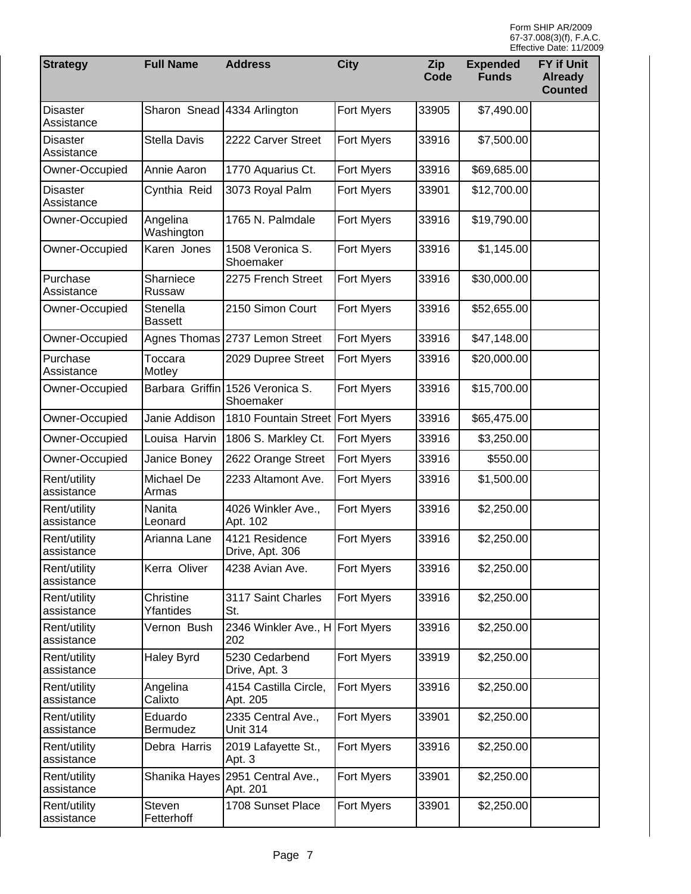Form SHIP AR/2009
67-37.008(3)(f), F.A.C.
Effective Date: 11/2009

| Strategy | Full Name | Address | City | Zip Code | Expended Funds | FY if Unit Already Counted |
|---|---|---|---|---|---|---|
| Disaster Assistance | Sharon Snead | 4334 Arlington | Fort Myers | 33905 | $7,490.00 | |
| Disaster Assistance | Stella Davis | 2222 Carver Street | Fort Myers | 33916 | $7,500.00 | |
| Owner-Occupied | Annie Aaron | 1770 Aquarius Ct. | Fort Myers | 33916 | $69,685.00 | |
| Disaster Assistance | Cynthia Reid | 3073 Royal Palm | Fort Myers | 33901 | $12,700.00 | |
| Owner-Occupied | Angelina Washington | 1765 N. Palmdale | Fort Myers | 33916 | $19,790.00 | |
| Owner-Occupied | Karen Jones | 1508 Veronica S. Shoemaker | Fort Myers | 33916 | $1,145.00 | |
| Purchase Assistance | Sharniece Russaw | 2275 French Street | Fort Myers | 33916 | $30,000.00 | |
| Owner-Occupied | Stenella Bassett | 2150 Simon Court | Fort Myers | 33916 | $52,655.00 | |
| Owner-Occupied | Agnes Thomas | 2737 Lemon Street | Fort Myers | 33916 | $47,148.00 | |
| Purchase Assistance | Toccara Motley | 2029 Dupree Street | Fort Myers | 33916 | $20,000.00 | |
| Owner-Occupied | Barbara Griffin | 1526 Veronica S. Shoemaker | Fort Myers | 33916 | $15,700.00 | |
| Owner-Occupied | Janie Addison | 1810 Fountain Street | Fort Myers | 33916 | $65,475.00 | |
| Owner-Occupied | Louisa Harvin | 1806 S. Markley Ct. | Fort Myers | 33916 | $3,250.00 | |
| Owner-Occupied | Janice Boney | 2622 Orange Street | Fort Myers | 33916 | $550.00 | |
| Rent/utility assistance | Michael De Armas | 2233 Altamont Ave. | Fort Myers | 33916 | $1,500.00 | |
| Rent/utility assistance | Nanita Leonard | 4026 Winkler Ave., Apt. 102 | Fort Myers | 33916 | $2,250.00 | |
| Rent/utility assistance | Arianna Lane | 4121 Residence Drive, Apt. 306 | Fort Myers | 33916 | $2,250.00 | |
| Rent/utility assistance | Kerra Oliver | 4238 Avian Ave. | Fort Myers | 33916 | $2,250.00 | |
| Rent/utility assistance | Christine Yfantides | 3117 Saint Charles St. | Fort Myers | 33916 | $2,250.00 | |
| Rent/utility assistance | Vernon Bush | 2346 Winkler Ave., H 202 | Fort Myers | 33916 | $2,250.00 | |
| Rent/utility assistance | Haley Byrd | 5230 Cedarbend Drive, Apt. 3 | Fort Myers | 33919 | $2,250.00 | |
| Rent/utility assistance | Angelina Calixto | 4154 Castilla Circle, Apt. 205 | Fort Myers | 33916 | $2,250.00 | |
| Rent/utility assistance | Eduardo Bermudez | 2335 Central Ave., Unit 314 | Fort Myers | 33901 | $2,250.00 | |
| Rent/utility assistance | Debra Harris | 2019 Lafayette St., Apt. 3 | Fort Myers | 33916 | $2,250.00 | |
| Rent/utility assistance | Shanika Hayes | 2951 Central Ave., Apt. 201 | Fort Myers | 33901 | $2,250.00 | |
| Rent/utility assistance | Steven Fetterhoff | 1708 Sunset Place | Fort Myers | 33901 | $2,250.00 | |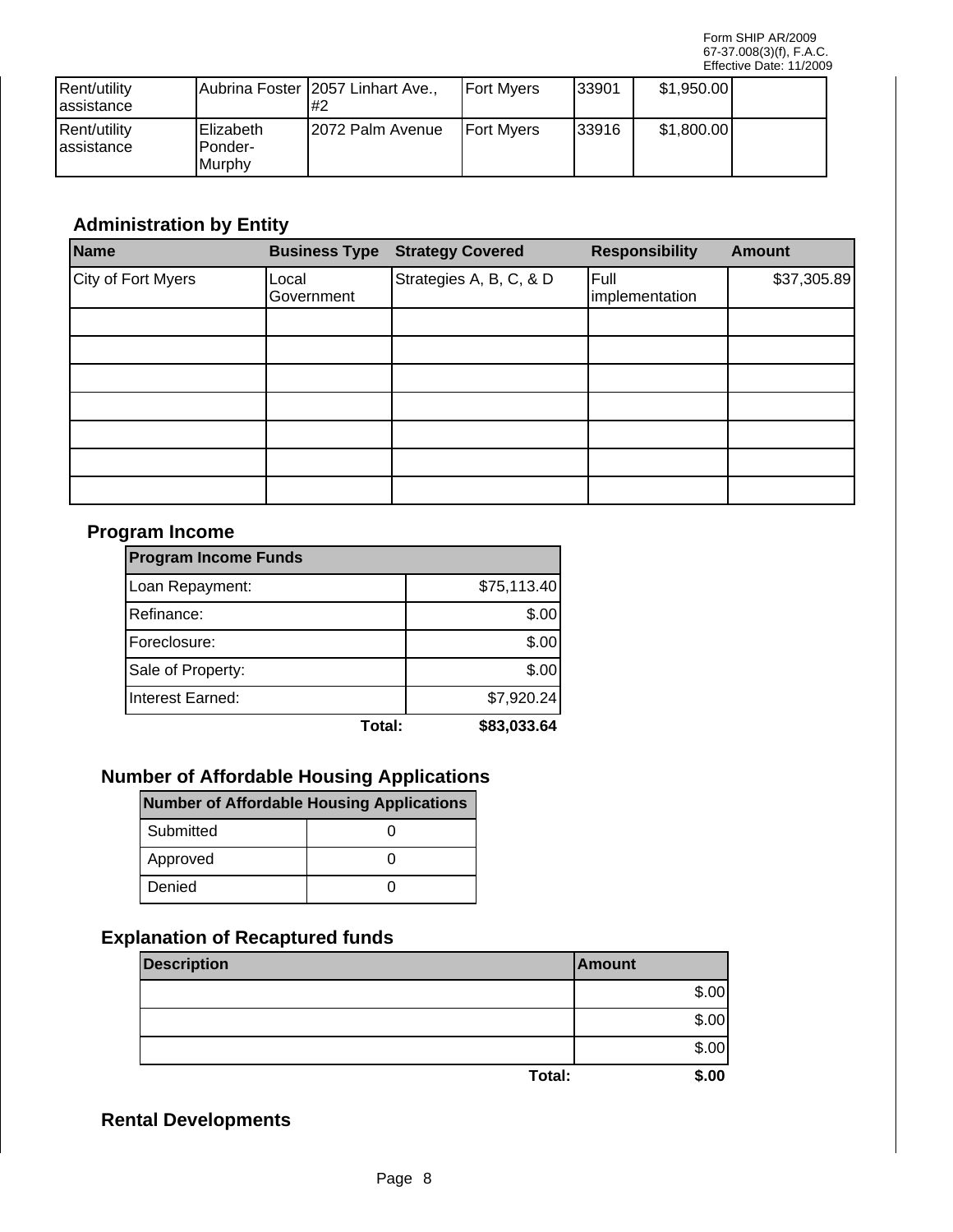| Rent/utility assistance | Aubrina Foster | 2057 Linhart Ave., #2 | Fort Myers | 33901 | $1,950.00 | |
|---|---|---|---|---|---|---|
| Rent/utility assistance | Elizabeth Ponder-Murphy | 2072 Palm Avenue | Fort Myers | 33916 | $1,800.00 | |

## Administration by Entity

| Name | Business Type | Strategy Covered | Responsibility | Amount |
|---|---|---|---|---|
| City of Fort Myers | Local Government | Strategies A, B, C, & D | Full implementation | $37,305.89 |
| | | | | |
| | | | | |
| | | | | |
| | | | | |
| | | | | |
| | | | | |
| | | | | |

## Program Income

| Program Income Funds | |
|---|---|
| Loan Repayment: | $75,113.40 |
| Refinance: | $.00 |
| Foreclosure: | $.00 |
| Sale of Property: | $.00 |
| Interest Earned: | $7,920.24 |
| **Total:** | **$83,033.64** |

## Number of Affordable Housing Applications

| Number of Affordable Housing Applications | |
|---|---|
| Submitted | 0 |
| Approved | 0 |
| Denied | 0 |

## Explanation of Recaptured funds

| Description | Amount |
|---|---|
| | $.00 |
| | $.00 |
| | $.00 |
| **Total:** | **$.00** |

## Rental Developments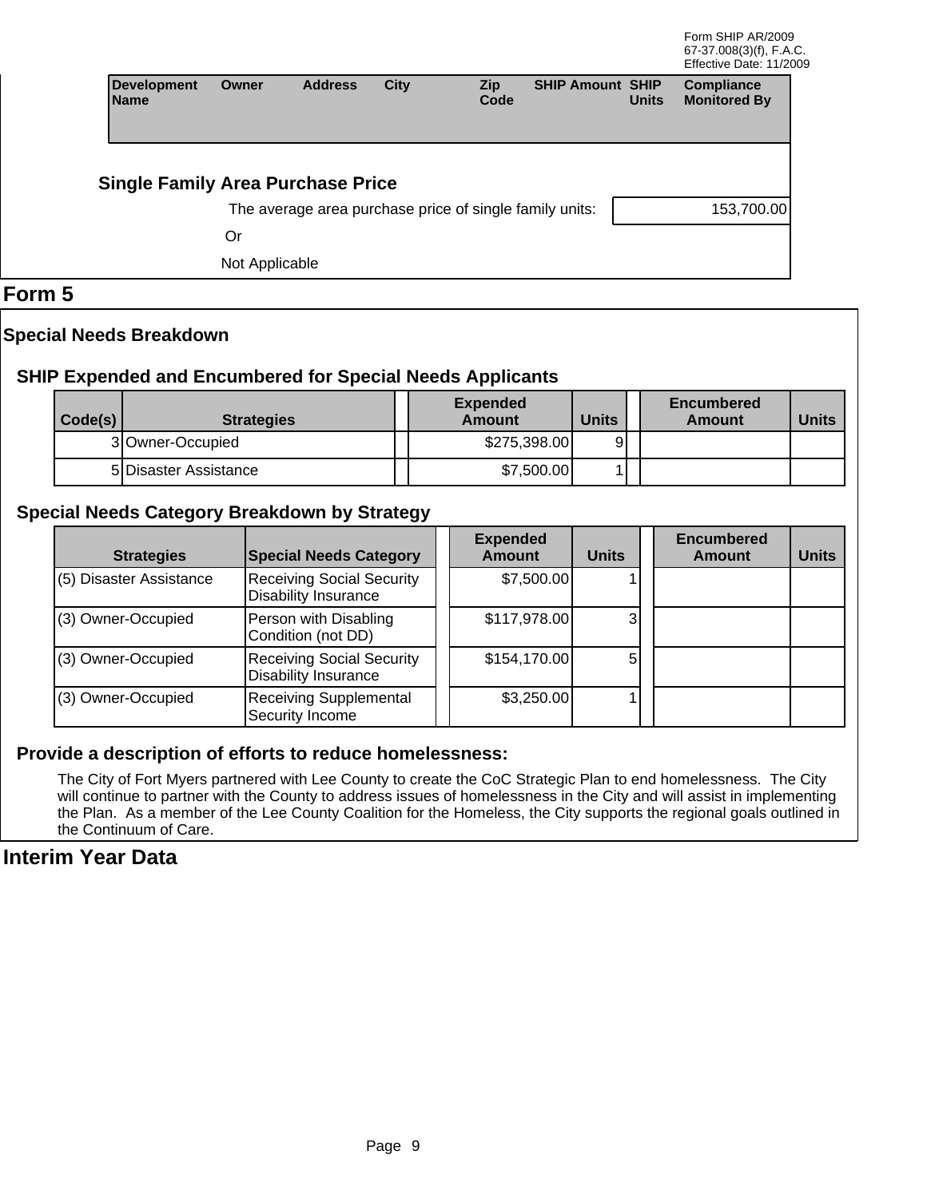| Development Name | Owner | Address | City | Zip Code | SHIP Amount | SHIP Units | Compliance Monitored By |
|---|---|---|---|---|---|---|---|

### Single Family Area Purchase Price

The average area purchase price of single family units: 153,700.00

Or

Not Applicable

## Form 5

### Special Needs Breakdown

#### SHIP Expended and Encumbered for Special Needs Applicants

| Code(s) | Strategies | Expended Amount | Units | Encumbered Amount | Units |
|---|---|---|---|---|---|
| 3 | Owner-Occupied | $275,398.00 | 9 | | |
| 5 | Disaster Assistance | $7,500.00 | 1 | | |

#### Special Needs Category Breakdown by Strategy

| Strategies | Special Needs Category | Expended Amount | Units | Encumbered Amount | Units |
|---|---|---|---|---|---|
| (5) Disaster Assistance | Receiving Social Security Disability Insurance | $7,500.00 | 1 | | |
| (3) Owner-Occupied | Person with Disabling Condition (not DD) | $117,978.00 | 3 | | |
| (3) Owner-Occupied | Receiving Social Security Disability Insurance | $154,170.00 | 5 | | |
| (3) Owner-Occupied | Receiving Supplemental Security Income | $3,250.00 | 1 | | |

#### Provide a description of efforts to reduce homelessness:

The City of Fort Myers partnered with Lee County to create the CoC Strategic Plan to end homelessness. The City will continue to partner with the County to address issues of homelessness in the City and will assist in implementing the Plan. As a member of the Lee County Coalition for the Homeless, the City supports the regional goals outlined in the Continuum of Care.

## Interim Year Data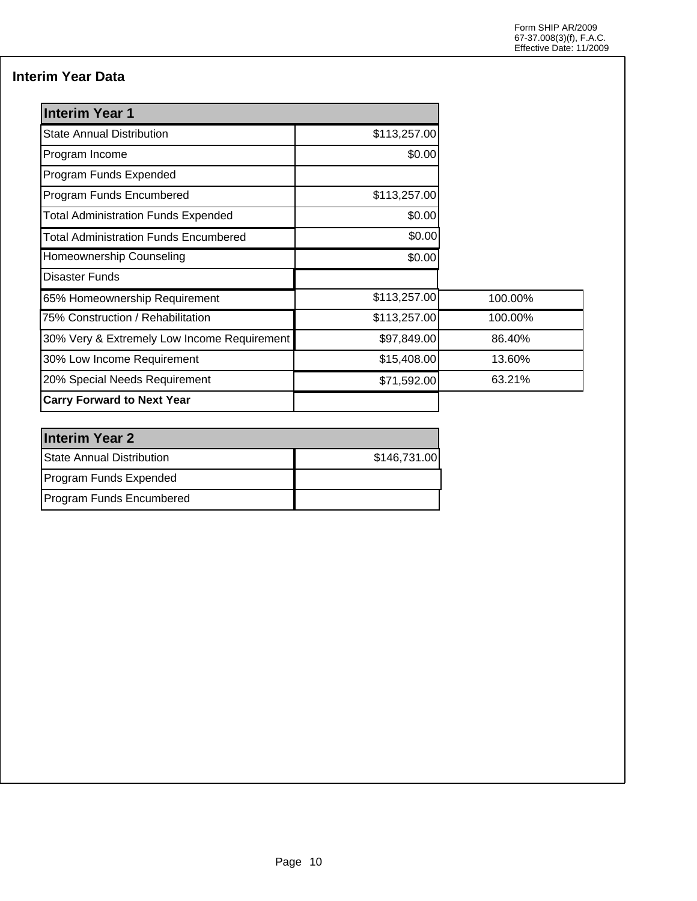Form SHIP AR/2009
67-37.008(3)(f), F.A.C.
Effective Date: 11/2009

## Interim Year Data

| Interim Year 1 | | |
|---|---|---|
| State Annual Distribution | $113,257.00 | |
| Program Income | $0.00 | |
| Program Funds Expended | | |
| Program Funds Encumbered | $113,257.00 | |
| Total Administration Funds Expended | $0.00 | |
| Total Administration Funds Encumbered | $0.00 | |
| Homeownership Counseling | $0.00 | |
| Disaster Funds | | |
| 65% Homeownership Requirement | $113,257.00 | 100.00% |
| 75% Construction / Rehabilitation | $113,257.00 | 100.00% |
| 30% Very & Extremely Low Income Requirement | $97,849.00 | 86.40% |
| 30% Low Income Requirement | $15,408.00 | 13.60% |
| 20% Special Needs Requirement | $71,592.00 | 63.21% |
| **Carry Forward to Next Year** | | |

| Interim Year 2 | |
|---|---|
| State Annual Distribution | $146,731.00 |
| Program Funds Expended | |
| Program Funds Encumbered | |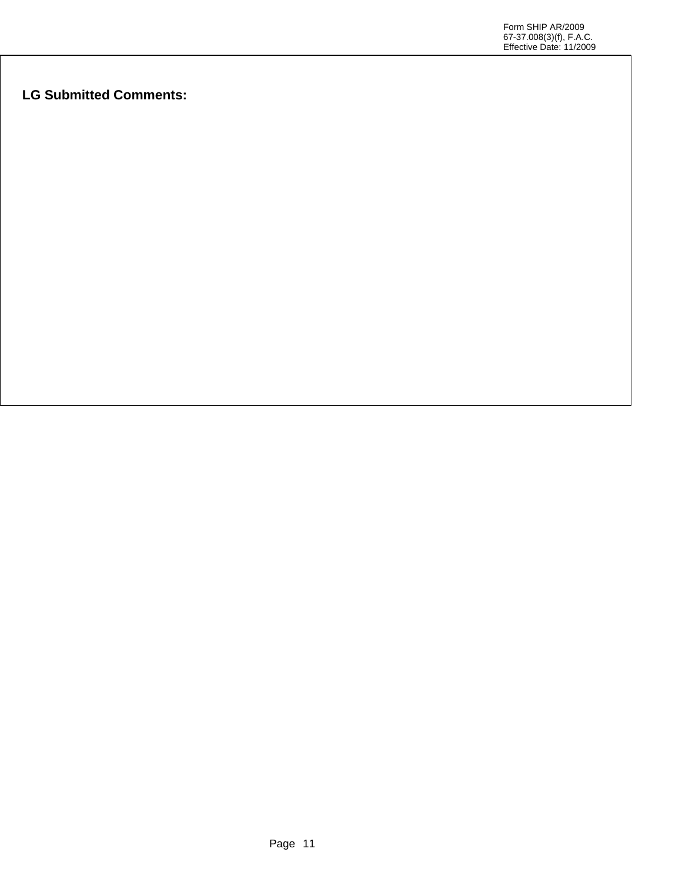Form SHIP AR/2009
67-37.008(3)(f), F.A.C.
Effective Date: 11/2009

**LG Submitted Comments:**